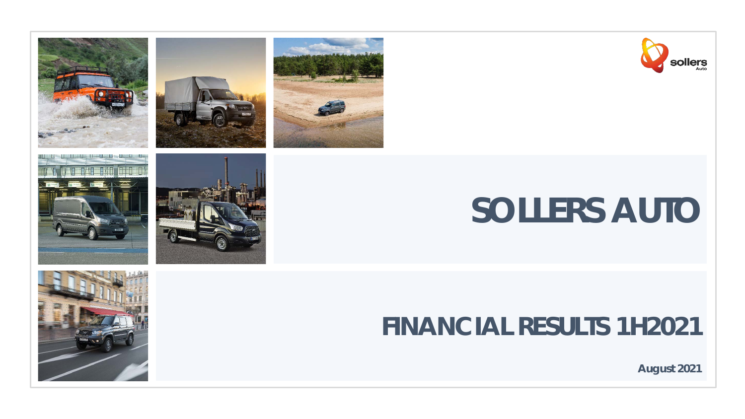# SOLLERS AUTO

## FINANCIAL RESULTS 1H2021

**August 2021**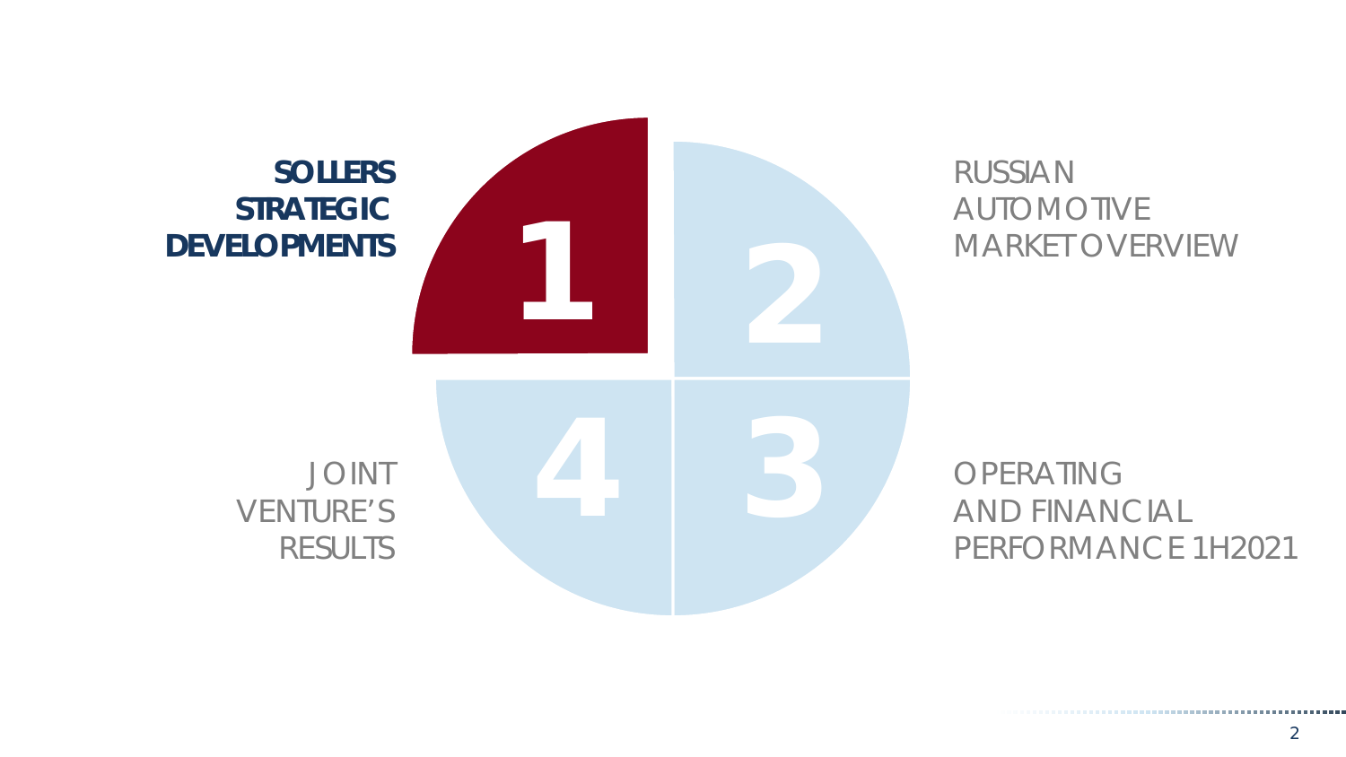1. **SOLLERS STRATEGIC DEVELOPMENTS**
2. RUSSIAN AUTOMOTIVE MARKET OVERVIEW
3. OPERATING AND FINANCIAL PERFORMANCE 1H2021
4. JOINT VENTURE'S RESULTS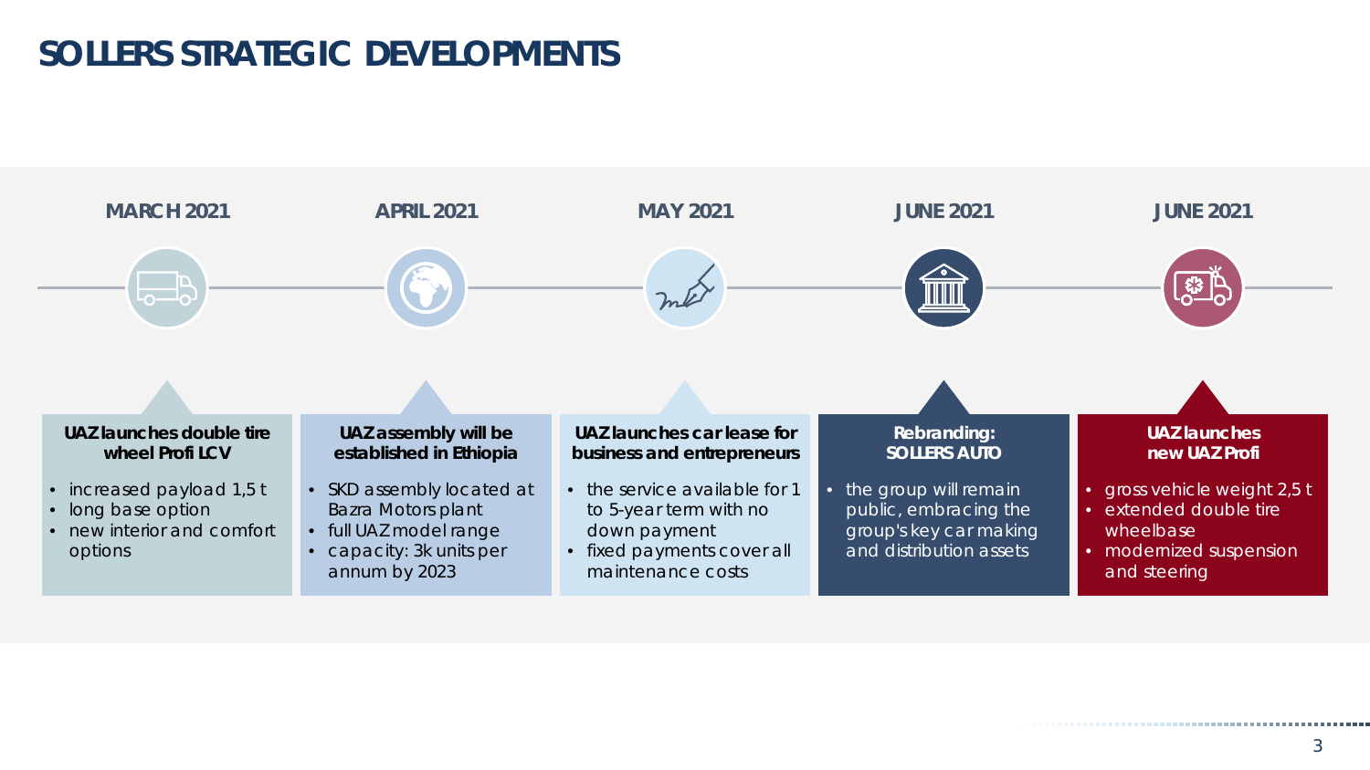# SOLLERS STRATEGIC DEVELOPMENTS

## MARCH 2021

**UAZ launches double tire wheel Profi LCV**

- increased payload 1,5 t
- long base option
- new interior and comfort options

## APRIL 2021

**UAZ assembly will be established in Ethiopia**

- SKD assembly located at Bazra Motors plant
- full UAZ model range
- capacity: 3k units per annum by 2023

## MAY 2021

**UAZ launches car lease for business and entrepreneurs**

- the service available for 1 to 5-year term with no down payment
- fixed payments cover all maintenance costs

## JUNE 2021

**Rebranding: SOLLERS AUTO**

- the group will remain public, embracing the group's key car making and distribution assets

## JUNE 2021

**UAZ launches new UAZ Profi**

- gross vehicle weight 2,5 t
- extended double tire wheelbase
- modernized suspension and steering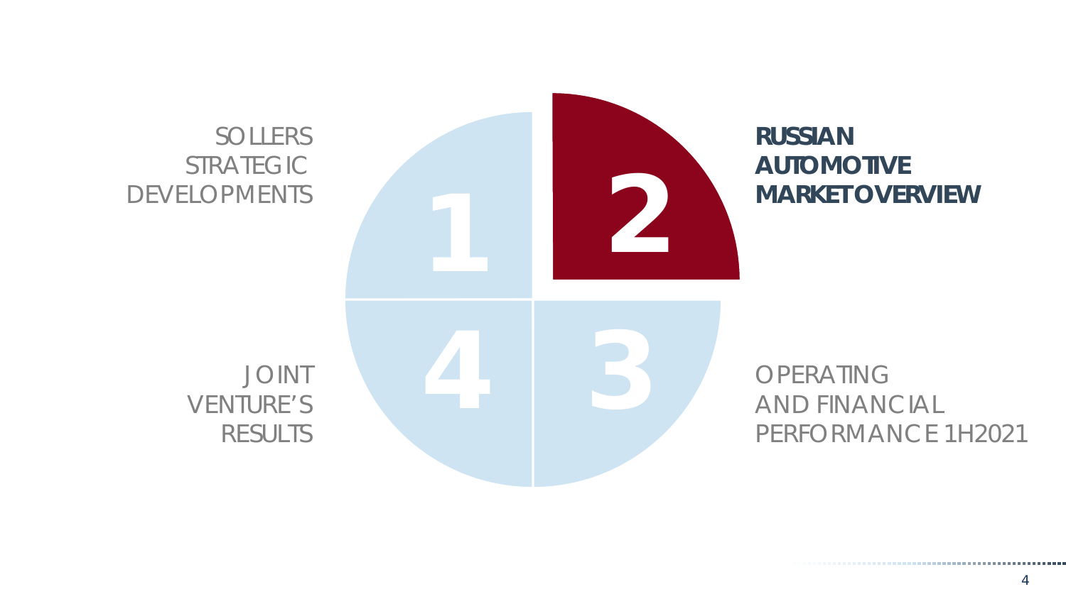1 SOLLERS STRATEGIC DEVELOPMENTS

**2 RUSSIAN AUTOMOTIVE MARKET OVERVIEW**

3 OPERATING AND FINANCIAL PERFORMANCE 1H2021

4 JOINT VENTURE'S RESULTS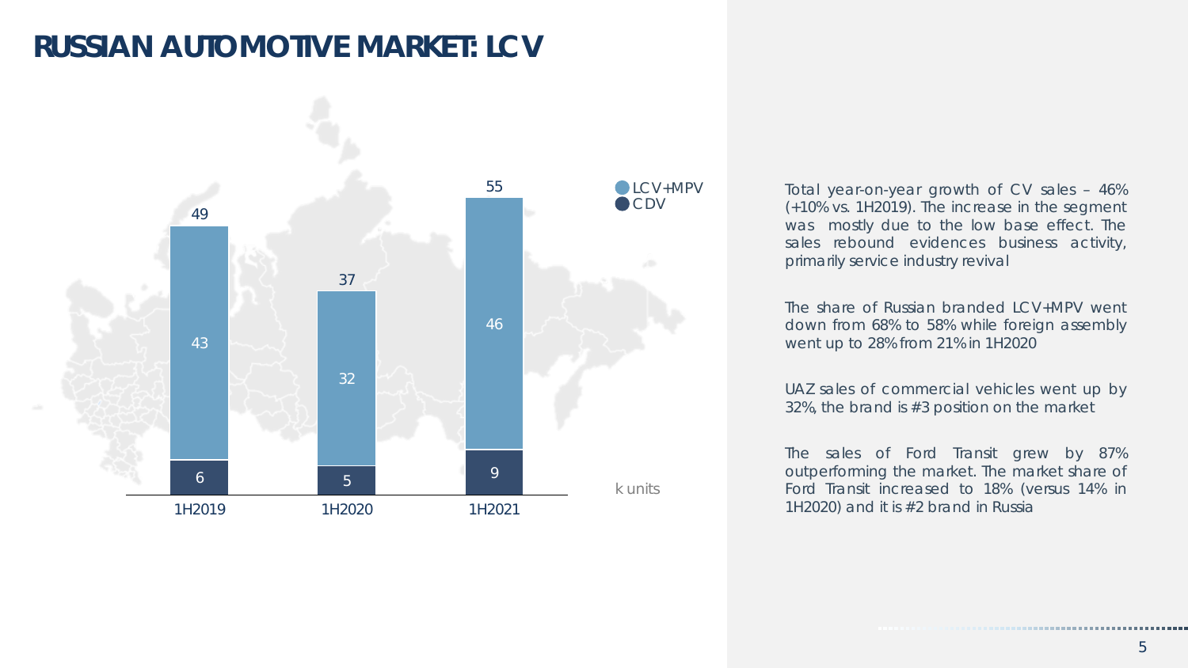# RUSSIAN AUTOMOTIVE MARKET: LCV

| | 1H2019 | 1H2020 | 1H2021 |
|---|---|---|---|
| LCV+MPV | 43 | 32 | 46 |
| CDV | 6 | 5 | 9 |
| Total | 49 | 37 | 55 |

k units

Total year-on-year growth of CV sales – 46% (+10% vs. 1H2019). The increase in the segment was mostly due to the low base effect. The sales rebound evidences business activity, primarily service industry revival

The share of Russian branded LCV+MPV went down from 68% to 58% while foreign assembly went up to 28% from 21% in 1H2020

UAZ sales of commercial vehicles went up by 32%, the brand is #3 position on the market

The sales of Ford Transit grew by 87% outperforming the market. The market share of Ford Transit increased to 18% (versus 14% in 1H2020) and it is #2 brand in Russia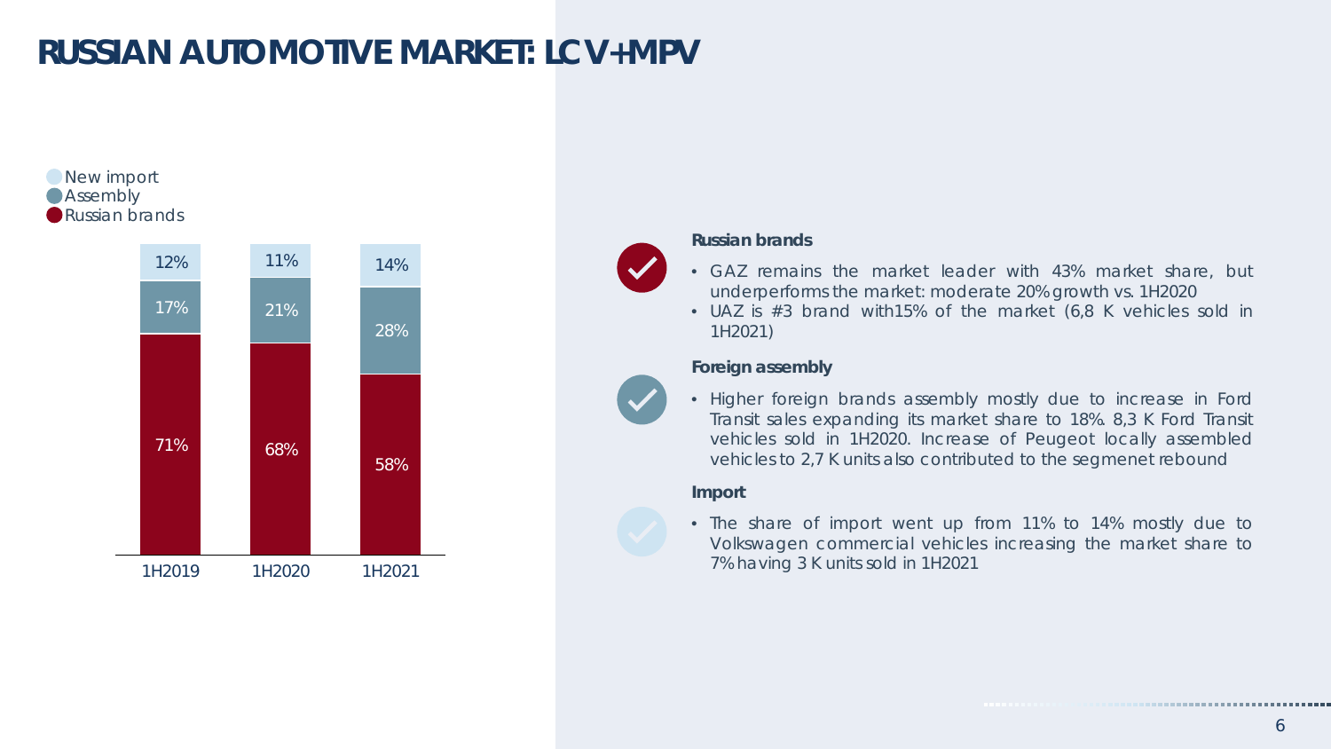# RUSSIAN AUTOMOTIVE MARKET: LCV+MPV

| | 1H2019 | 1H2020 | 1H2021 |
|---|---|---|---|
| New import | 12% | 11% | 14% |
| Assembly | 17% | 21% | 28% |
| Russian brands | 71% | 68% | 58% |

**Russian brands**

- GAZ remains the market leader with 43% market share, but underperforms the market: moderate 20% growth vs. 1H2020
- UAZ is #3 brand with15% of the market (6,8 K vehicles sold in 1H2021)

**Foreign assembly**

- Higher foreign brands assembly mostly due to increase in Ford Transit sales expanding its market share to 18%. 8,3 K Ford Transit vehicles sold in 1H2020. Increase of Peugeot locally assembled vehicles to 2,7 K units also contributed to the segmenet rebound

**Import**

- The share of import went up from 11% to 14% mostly due to Volkswagen commercial vehicles increasing the market share to 7% having 3 K units sold in 1H2021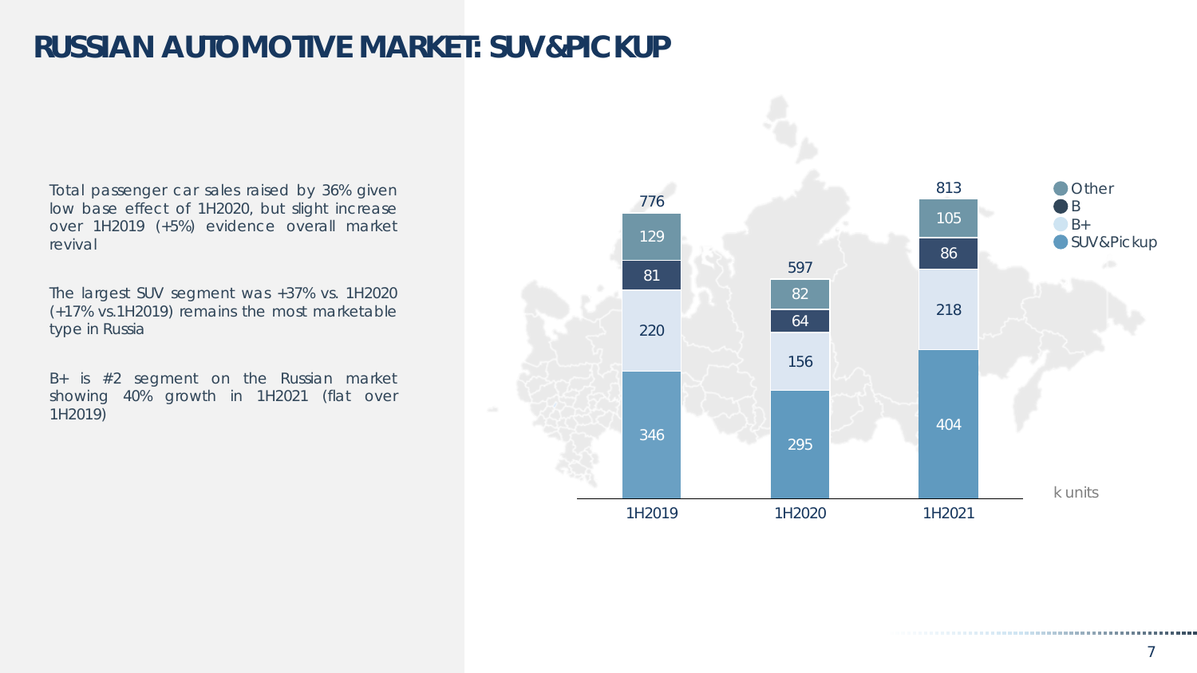# RUSSIAN AUTOMOTIVE MARKET: SUV&PICKUP

Total passenger car sales raised by 36% given low base effect of 1H2020, but slight increase over 1H2019 (+5%) evidence overall market revival

The largest SUV segment was +37% vs. 1H2020 (+17% vs.1H2019) remains the most marketable type in Russia

B+ is #2 segment on the Russian market showing 40% growth in 1H2021 (flat over 1H2019)

| k units | 1H2019 | 1H2020 | 1H2021 |
|---|---|---|---|
| SUV&Pickup | 346 | 295 | 404 |
| B+ | 220 | 156 | 218 |
| B | 81 | 64 | 86 |
| Other | 129 | 82 | 105 |
| Total | 776 | 597 | 813 |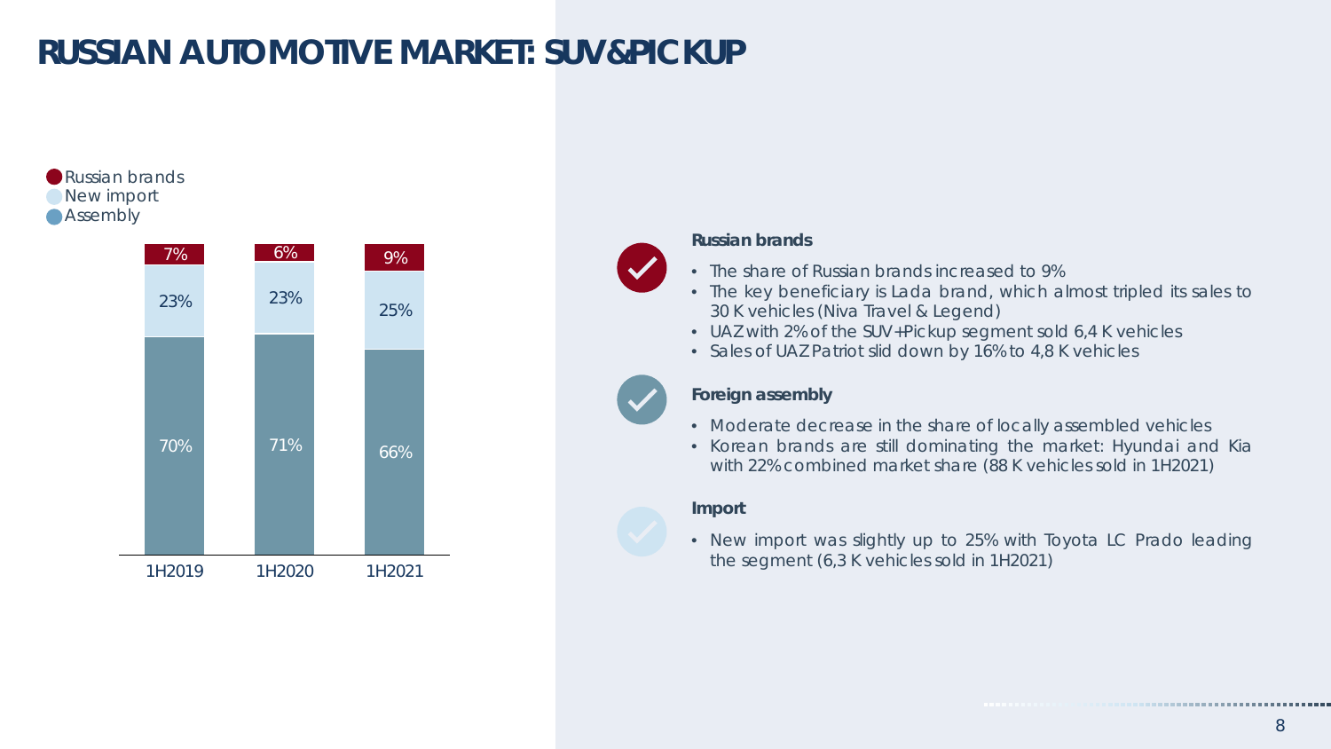# RUSSIAN AUTOMOTIVE MARKET: SUV&PICKUP

| | 1H2019 | 1H2020 | 1H2021 |
|---|---|---|---|
| Russian brands | 7% | 6% | 9% |
| New import | 23% | 23% | 25% |
| Assembly | 70% | 71% | 66% |

**Russian brands**

- The share of Russian brands increased to 9%
- The key beneficiary is Lada brand, which almost tripled its sales to 30 K vehicles (Niva Travel & Legend)
- UAZ with 2% of the SUV+Pickup segment sold 6,4 K vehicles
- Sales of UAZ Patriot slid down by 16% to 4,8 K vehicles

**Foreign assembly**

- Moderate decrease in the share of locally assembled vehicles
- Korean brands are still dominating the market: Hyundai and Kia with 22% combined market share (88 K vehicles sold in 1H2021)

**Import**

- New import was slightly up to 25% with Toyota LC Prado leading the segment (6,3 K vehicles sold in 1H2021)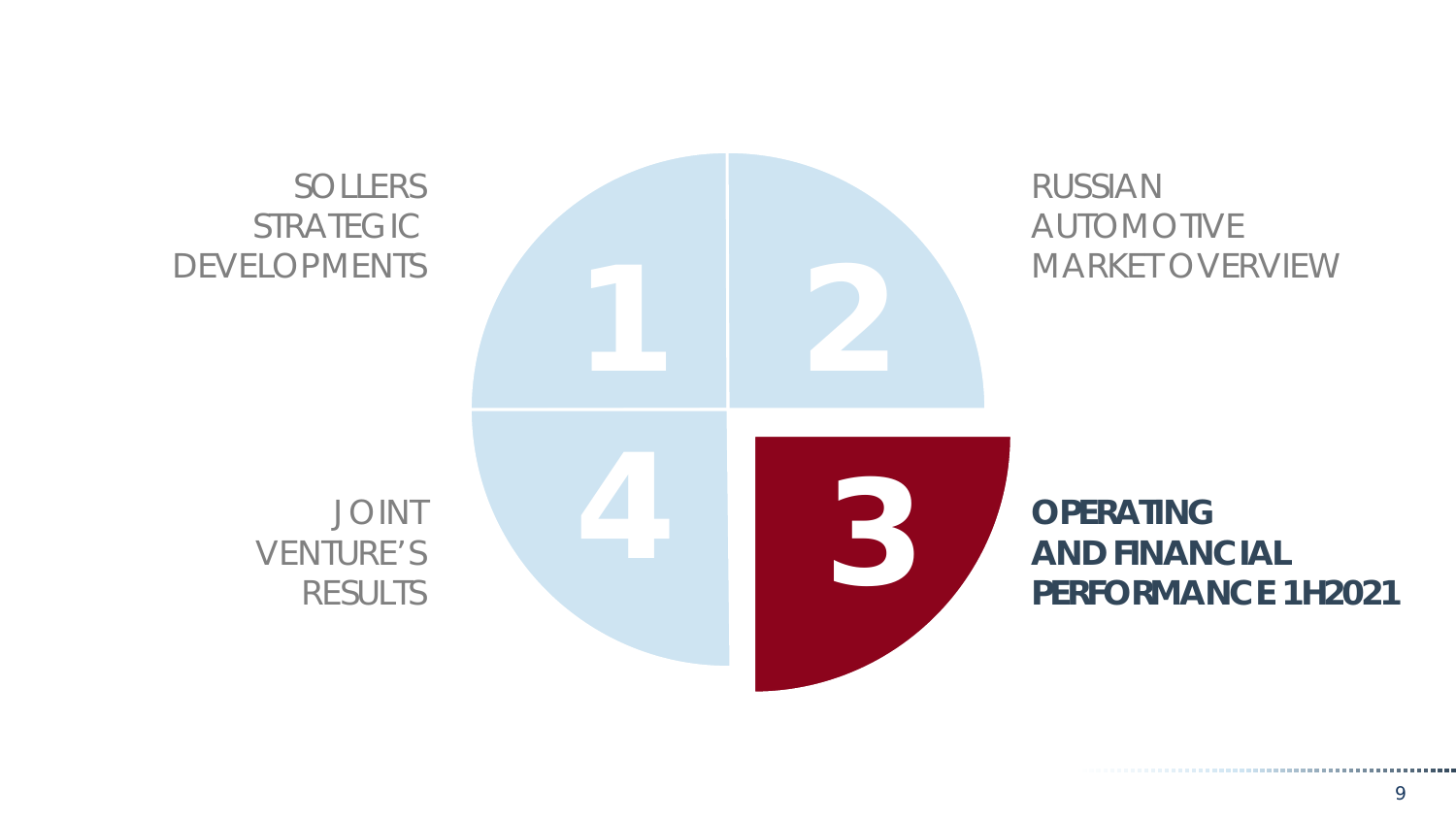1 SOLLERS STRATEGIC DEVELOPMENTS

2 RUSSIAN AUTOMOTIVE MARKET OVERVIEW

**3 OPERATING AND FINANCIAL PERFORMANCE 1H2021**

4 JOINT VENTURE'S RESULTS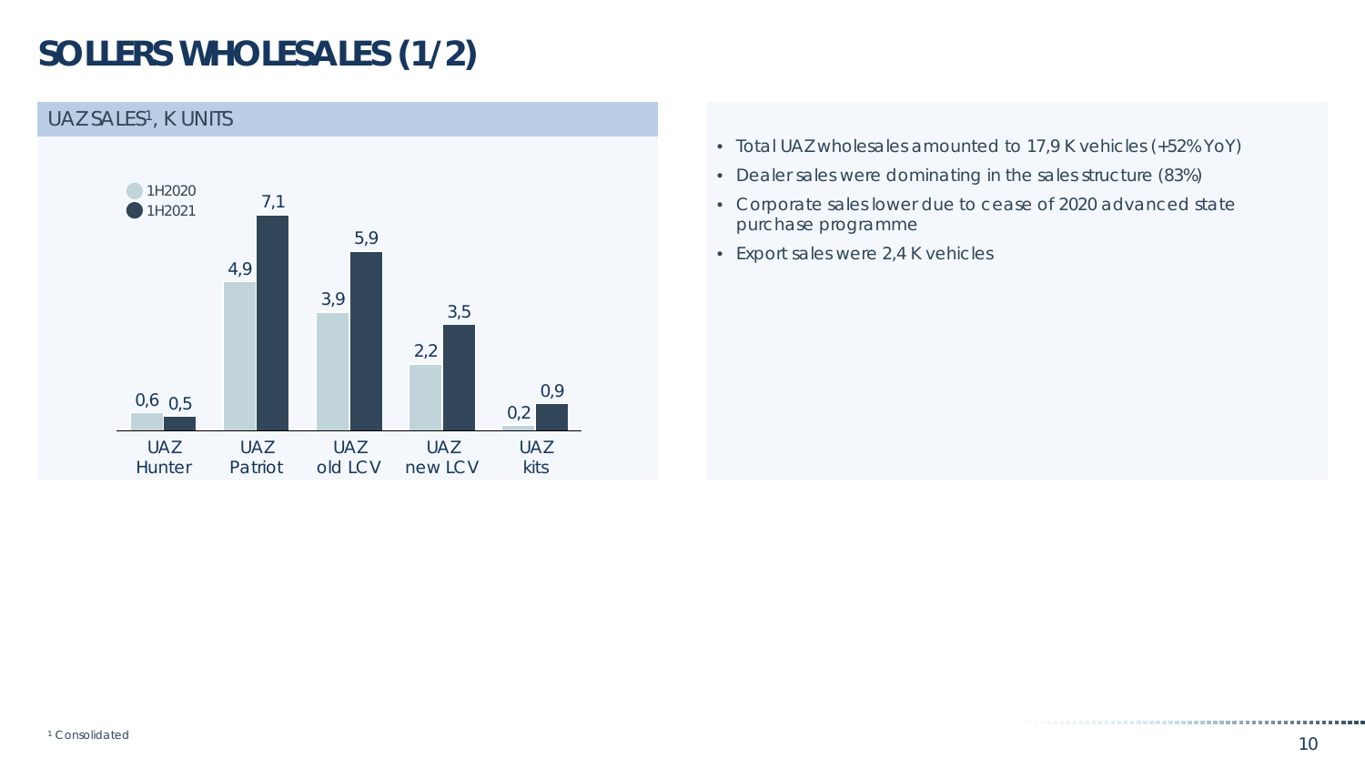# SOLLERS WHOLESALES (1/2)

## UAZ SALES[1], K UNITS

| | 1H2020 | 1H2021 |
|---|---|---|
| UAZ Hunter | 0,6 | 0,5 |
| UAZ Patriot | 4,9 | 7,1 |
| UAZ old LCV | 3,9 | 5,9 |
| UAZ new LCV | 2,2 | 3,5 |
| UAZ kits | 0,2 | 0,9 |

- Total UAZ wholesales amounted to 17,9 K vehicles (+52% YoY)
- Dealer sales were dominating in the sales structure (83%)
- Corporate sales lower due to cease of 2020 advanced state purchase programme
- Export sales were 2,4 K vehicles

[1] Consolidated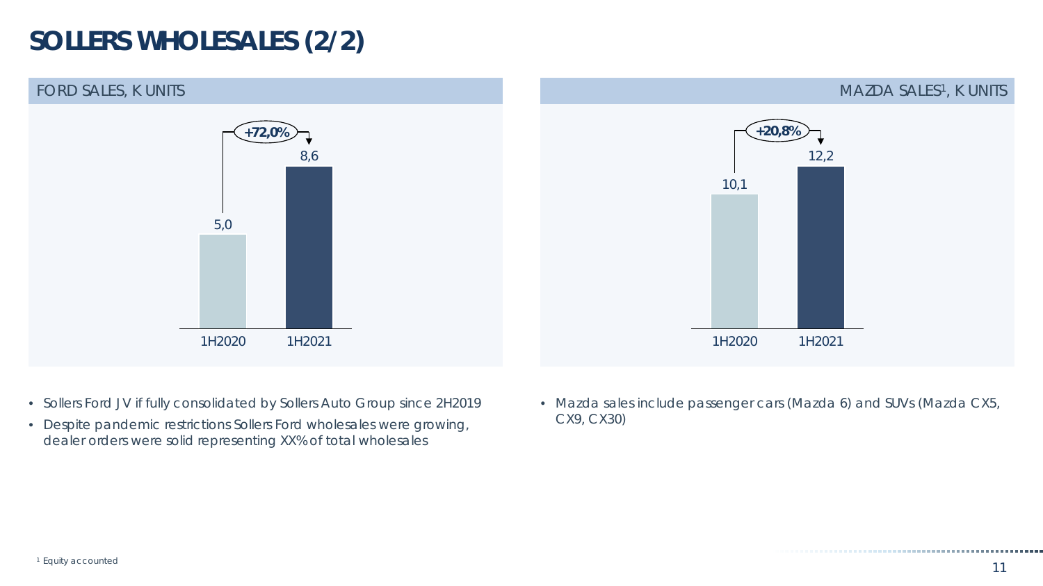# SOLLERS WHOLESALES (2/2)

## FORD SALES, K UNITS

| | 1H2020 | 1H2021 |
|---|---|---|
| Ford sales, k units | 5,0 | 8,6 |

+72,0%

- Sollers Ford JV if fully consolidated by Sollers Auto Group since 2H2019
- Despite pandemic restrictions Sollers Ford wholesales were growing, dealer orders were solid representing XX% of total wholesales

## MAZDA SALES[1], K UNITS

| | 1H2020 | 1H2021 |
|---|---|---|
| Mazda sales, k units | 10,1 | 12,2 |

+20,8%

- Mazda sales include passenger cars (Mazda 6) and SUVs (Mazda CX5, CX9, CX30)

[1] Equity accounted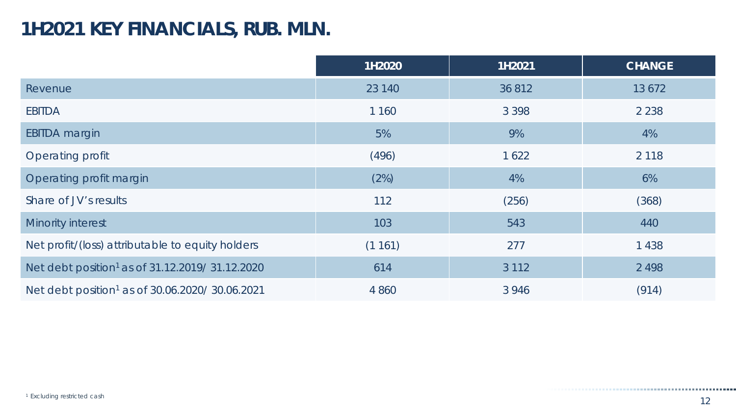# 1H2021 KEY FINANCIALS, RUB. MLN.

| | 1H2020 | 1H2021 | CHANGE |
|---|---|---|---|
| Revenue | 23 140 | 36 812 | 13 672 |
| EBITDA | 1 160 | 3 398 | 2 238 |
| EBITDA margin | 5% | 9% | 4% |
| Operating profit | (496) | 1 622 | 2 118 |
| Operating profit margin | (2%) | 4% | 6% |
| Share of JV's results | 112 | (256) | (368) |
| Minority interest | 103 | 543 | 440 |
| Net profit/(loss) attributable to equity holders | (1 161) | 277 | 1 438 |
| Net debt position[1] as of 31.12.2019/ 31.12.2020 | 614 | 3 112 | 2 498 |
| Net debt position[1] as of 30.06.2020/ 30.06.2021 | 4 860 | 3 946 | (914) |

[1] Excluding restricted cash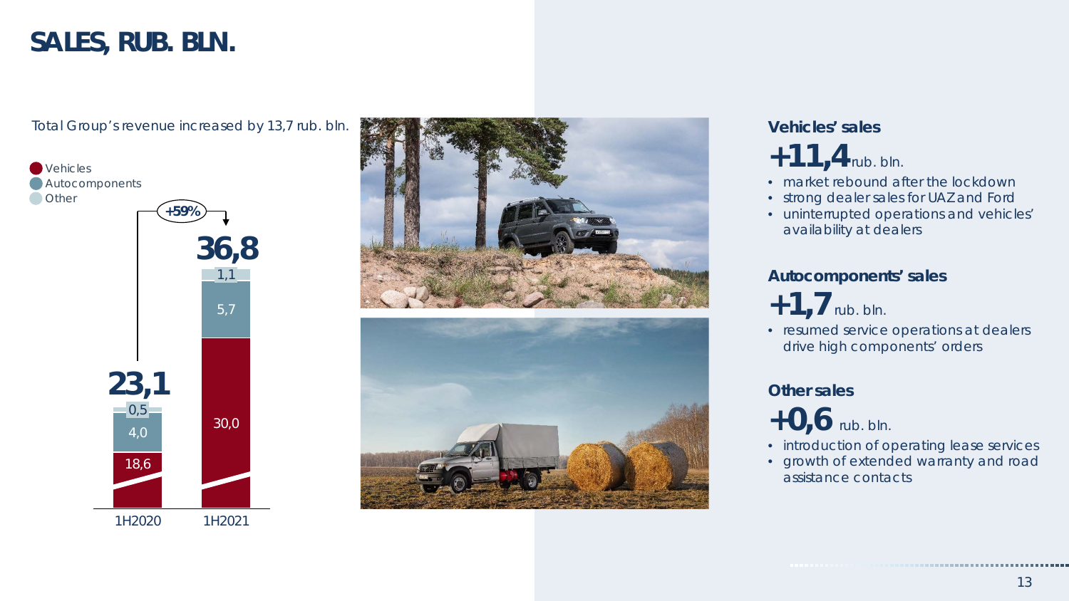# SALES, RUB. BLN.

Total Group's revenue increased by 13,7 rub. bln.

| | 1H2020 | 1H2021 |
|---|---|---|
| Vehicles | 18,6 | 30,0 |
| Autocomponents | 4,0 | 5,7 |
| Other | 0,5 | 1,1 |
| **Total** | **23,1** | **36,8** |

+59%

### Vehicles' sales

**+11,4** rub. bln.

- market rebound after the lockdown
- strong dealer sales for UAZ and Ford
- uninterrupted operations and vehicles' availability at dealers

### Autocomponents' sales

**+1,7** rub. bln.

- resumed service operations at dealers drive high components' orders

### Other sales

**+0,6** rub. bln.

- introduction of operating lease services
- growth of extended warranty and road assistance contacts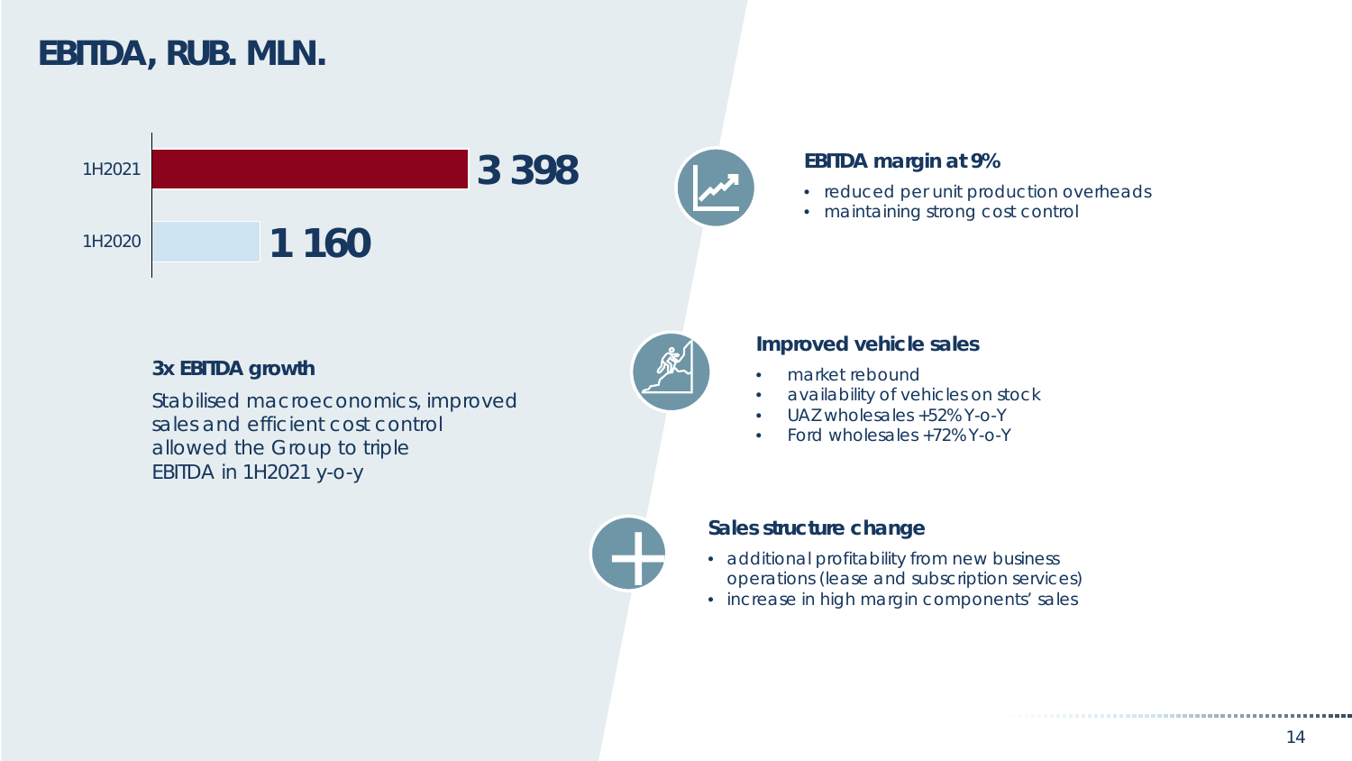# EBITDA, RUB. MLN.

| Period | EBITDA |
| --- | --- |
| 1H2021 | 3 398 |
| 1H2020 | 1 160 |

### 3x EBITDA growth

Stabilised macroeconomics, improved sales and efficient cost control allowed the Group to triple EBITDA in 1H2021 y-o-y

### EBITDA margin at 9%

- reduced per unit production overheads
- maintaining strong cost control

### Improved vehicle sales

- market rebound
- availability of vehicles on stock
- UAZ wholesales +52% Y-o-Y
- Ford wholesales +72% Y-o-Y

### Sales structure change

- additional profitability from new business operations (lease and subscription services)
- increase in high margin components' sales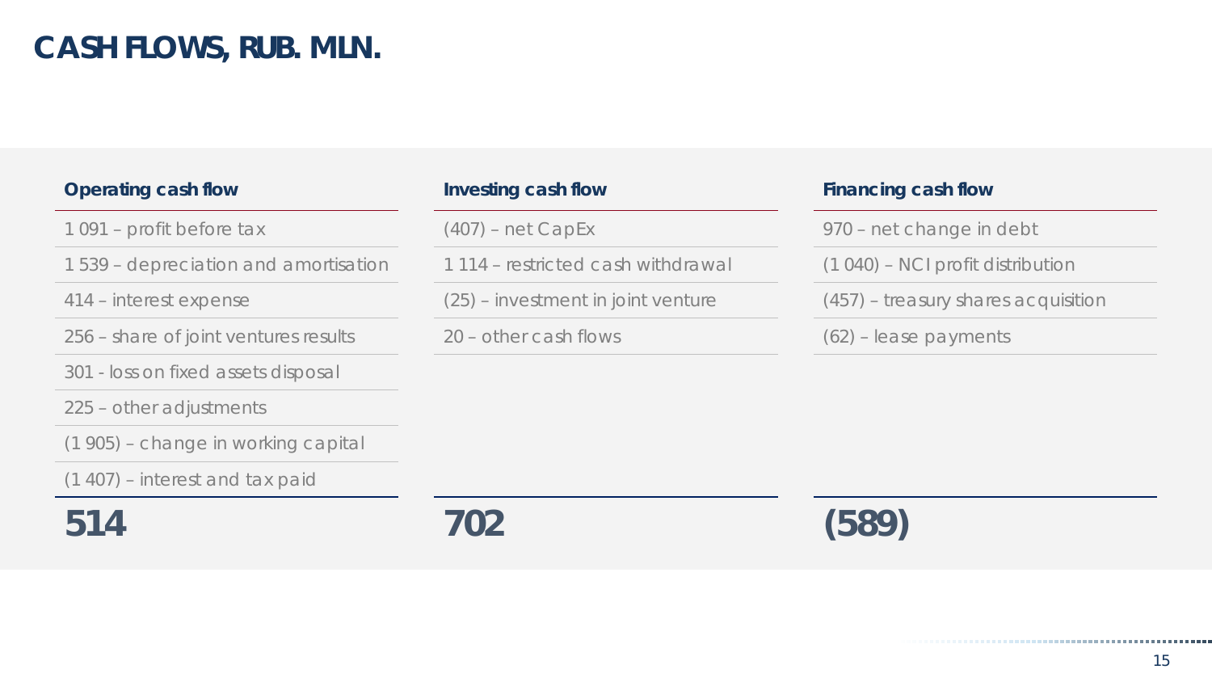# CASH FLOWS, RUB. MLN.

### Operating cash flow

- 1 091 – profit before tax
- 1 539 – depreciation and amortisation
- 414 – interest expense
- 256 – share of joint ventures results
- 301 - loss on fixed assets disposal
- 225 – other adjustments
- (1 905) – change in working capital
- (1 407) – interest and tax paid

**514**

### Investing cash flow

- (407) – net CapEx
- 1 114 – restricted cash withdrawal
- (25) – investment in joint venture
- 20 – other cash flows

**702**

### Financing cash flow

- 970 – net change in debt
- (1 040) – NCI profit distribution
- (457) – treasury shares acquisition
- (62) – lease payments

**(589)**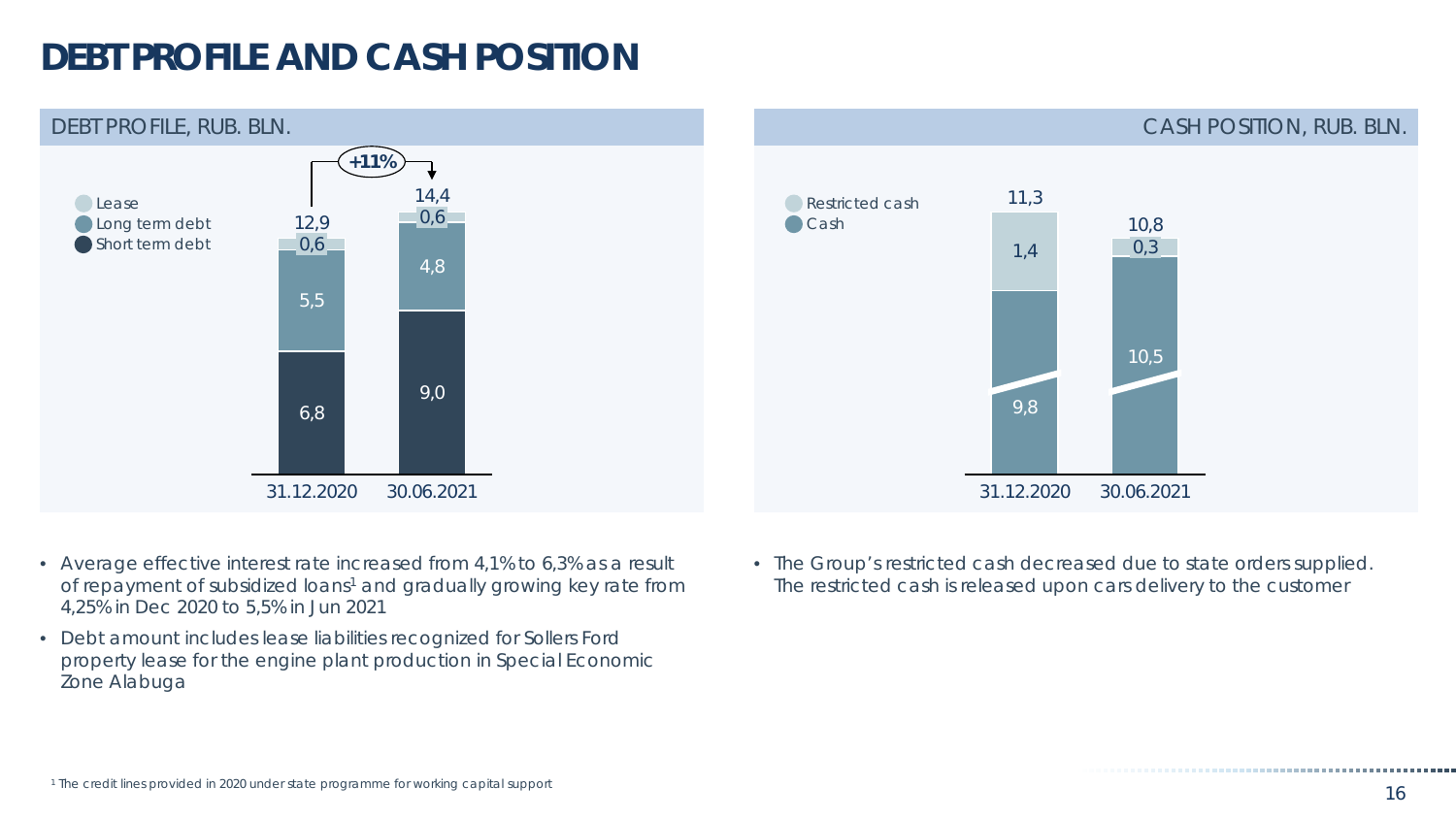# DEBT PROFILE AND CASH POSITION

## DEBT PROFILE, RUB. BLN.

| | 31.12.2020 | 30.06.2021 |
|---|---|---|
| Lease | 0,6 | 0,6 |
| Long term debt | 5,5 | 4,8 |
| Short term debt | 6,8 | 9,0 |
| Total | 12,9 | 14,4 |

+11%

- Average effective interest rate increased from 4,1% to 6,3% as a result of repayment of subsidized loans[1] and gradually growing key rate from 4,25% in Dec 2020 to 5,5% in Jun 2021
- Debt amount includes lease liabilities recognized for Sollers Ford property lease for the engine plant production in Special Economic Zone Alabuga

## CASH POSITION, RUB. BLN.

| | 31.12.2020 | 30.06.2021 |
|---|---|---|
| Restricted cash | 1,4 | 0,3 |
| Cash | 9,8 | 10,5 |
| Total | 11,3 | 10,8 |

- The Group's restricted cash decreased due to state orders supplied. The restricted cash is released upon cars delivery to the customer

[1] The credit lines provided in 2020 under state programme for working capital support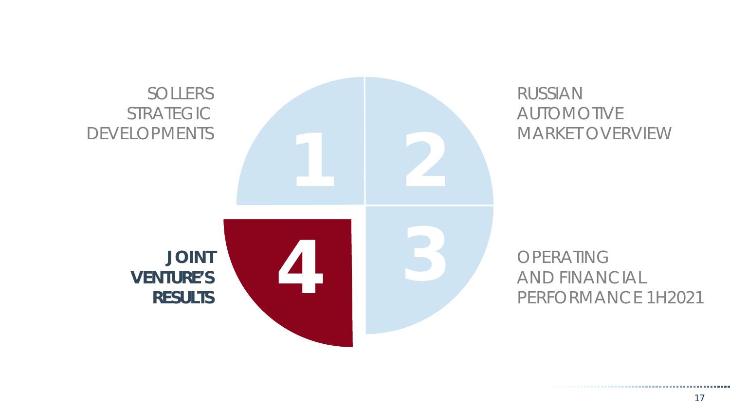SOLLERS STRATEGIC DEVELOPMENTS

1

RUSSIAN AUTOMOTIVE MARKET OVERVIEW

2

OPERATING AND FINANCIAL PERFORMANCE 1H2021

3

**JOINT VENTURE'S RESULTS**

4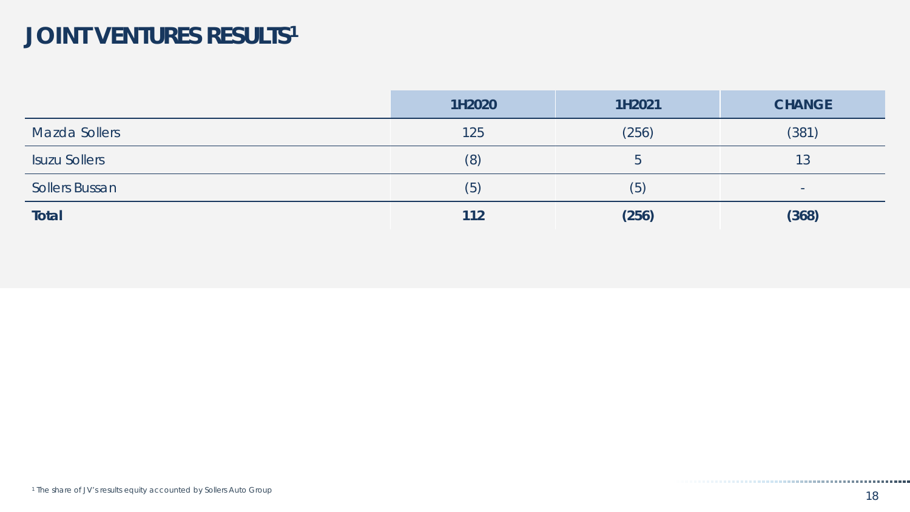# JOINT VENTURES RESULTS[1]

| | 1H2020 | 1H2021 | CHANGE |
|---|---|---|---|
| Mazda Sollers | 125 | (256) | (381) |
| Isuzu Sollers | (8) | 5 | 13 |
| Sollers Bussan | (5) | (5) | - |
| **Total** | **112** | **(256)** | **(368)** |

[1] The share of JV's results equity accounted by Sollers Auto Group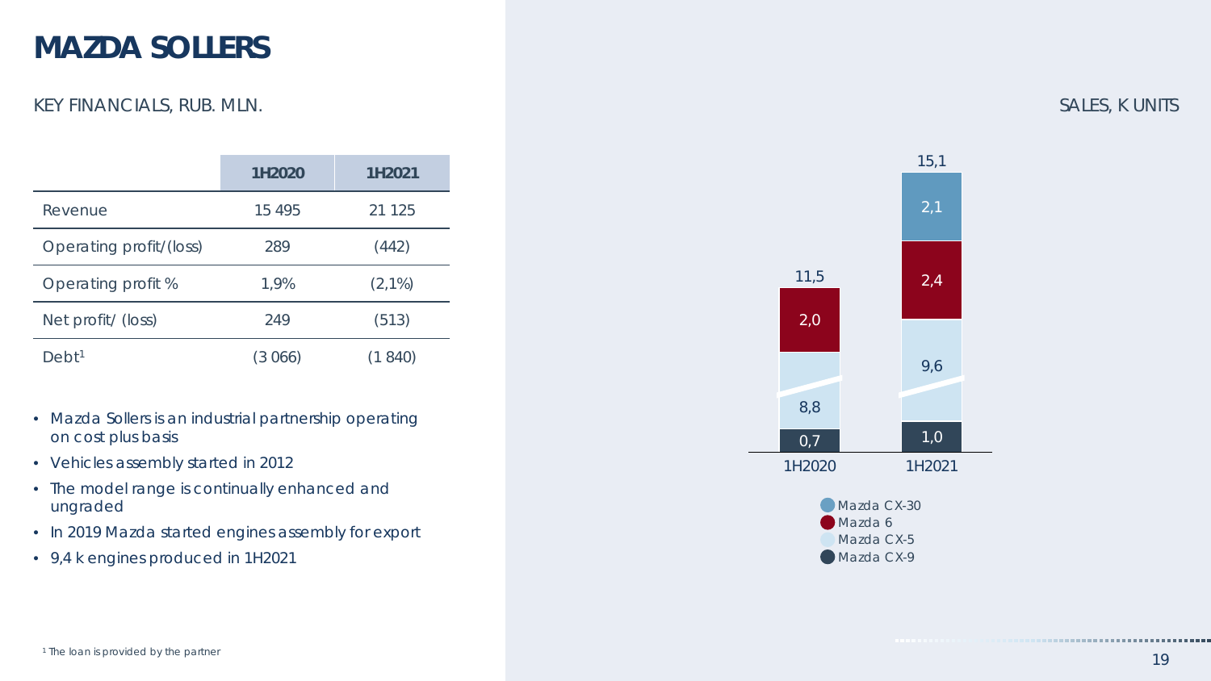# MAZDA SOLLERS

KEY FINANCIALS, RUB. MLN.

| | 1H2020 | 1H2021 |
|---|---|---|
| Revenue | 15 495 | 21 125 |
| Operating profit/(loss) | 289 | (442) |
| Operating profit % | 1,9% | (2,1%) |
| Net profit/ (loss) | 249 | (513) |
| Debt[1] | (3 066) | (1 840) |

- Mazda Sollers is an industrial partnership operating on cost plus basis
- Vehicles assembly started in 2012
- The model range is continually enhanced and ungraded
- In 2019 Mazda started engines assembly for export
- 9,4 k engines produced in 1H2021

SALES, K UNITS

| | 1H2020 | 1H2021 |
|---|---|---|
| Mazda CX-30 | | 2,1 |
| Mazda 6 | 2,0 | 2,4 |
| Mazda CX-5 | 8,8 | 9,6 |
| Mazda CX-9 | 0,7 | 1,0 |
| Total | 11,5 | 15,1 |

[1] The loan is provided by the partner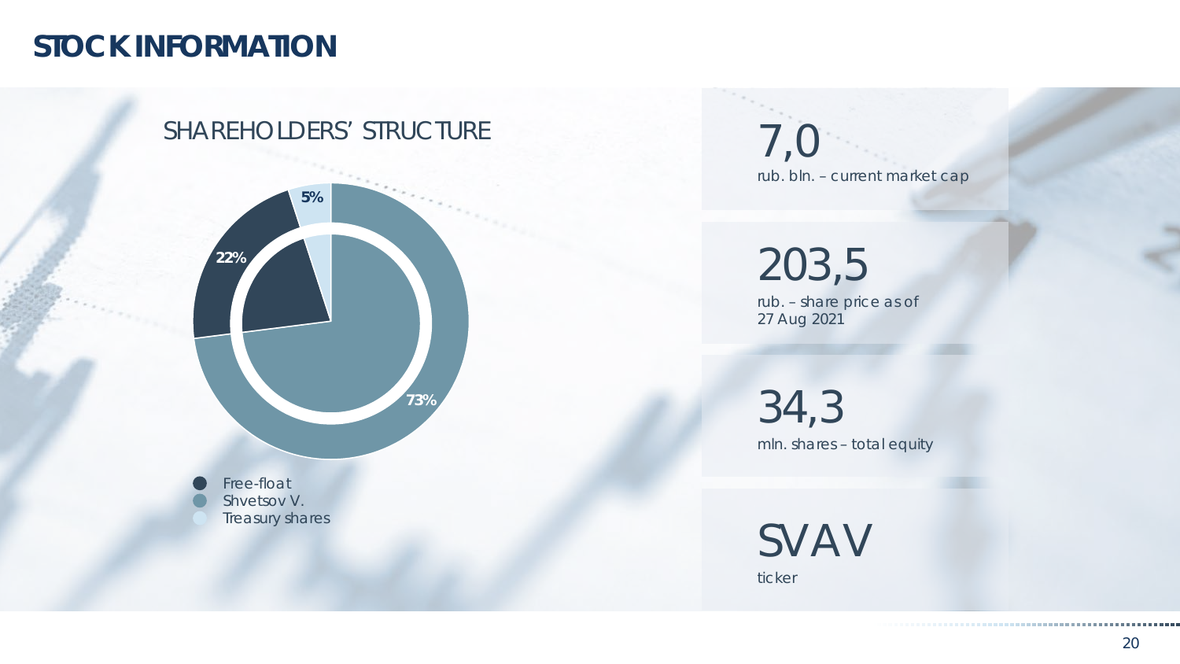# STOCK INFORMATION

## SHAREHOLDERS' STRUCTURE

5%

22%

73%

- Free-float
- Shvetsov V.
- Treasury shares

**7,0**
rub. bln. – current market cap

**203,5**
rub. – share price as of 27 Aug 2021

**34,3**
mln. shares – total equity

**SVAV**
ticker